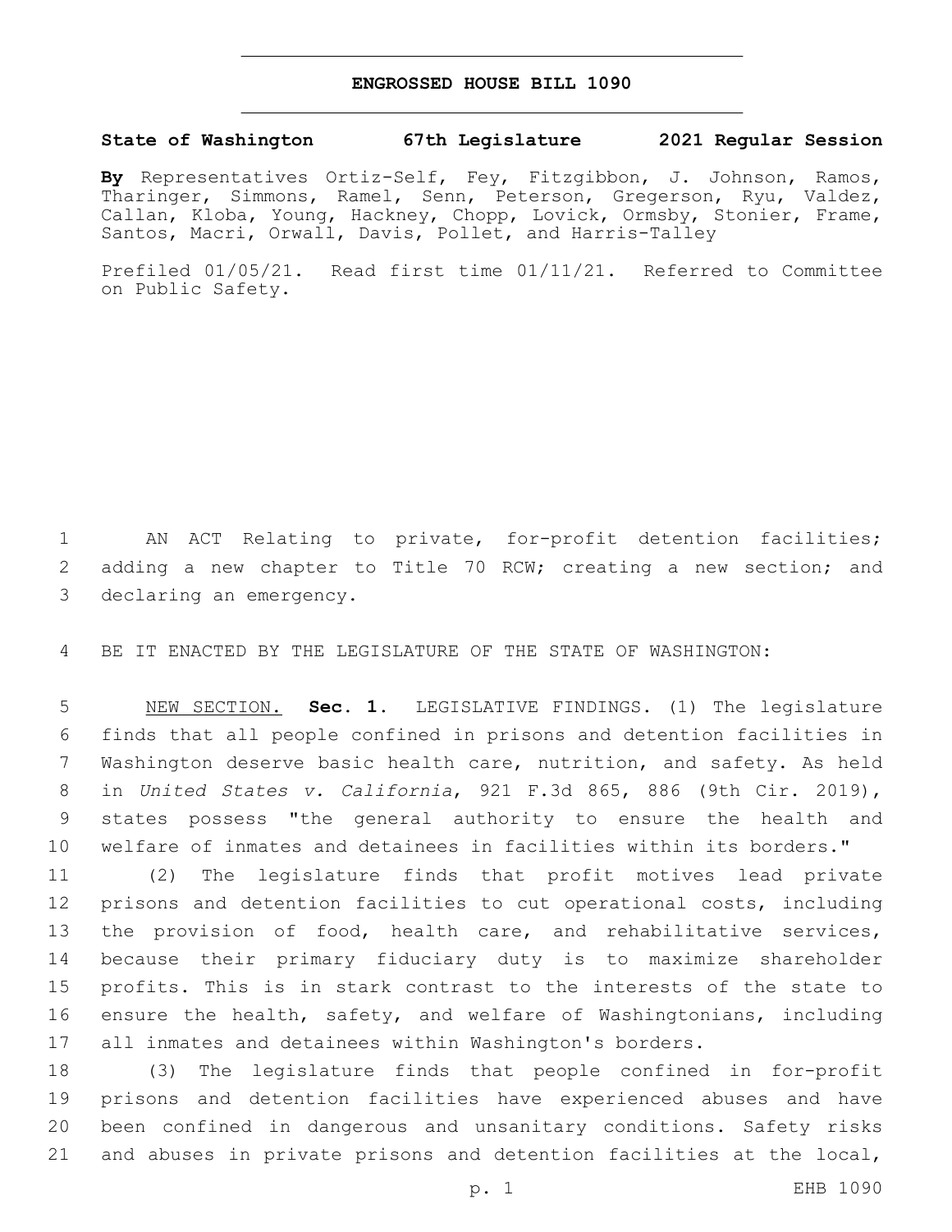# ENGROSSED HOUSE BILL 1090

**State of Washington 67th Legislature 2021 Regular Session**

**By** Representatives Ortiz-Self, Fey, Fitzgibbon, J. Johnson, Ramos, Tharinger, Simmons, Ramel, Senn, Peterson, Gregerson, Ryu, Valdez, Callan, Kloba, Young, Hackney, Chopp, Lovick, Ormsby, Stonier, Frame, Santos, Macri, Orwall, Davis, Pollet, and Harris-Talley

Prefiled 01/05/21. Read first time 01/11/21. Referred to Committee on Public Safety.

AN ACT Relating to private, for-profit detention facilities; adding a new chapter to Title 70 RCW; creating a new section; and declaring an emergency.

BE IT ENACTED BY THE LEGISLATURE OF THE STATE OF WASHINGTON:

NEW SECTION. **Sec. 1.** LEGISLATIVE FINDINGS. (1) The legislature finds that all people confined in prisons and detention facilities in Washington deserve basic health care, nutrition, and safety. As held in *United States v. California*, 921 F.3d 865, 886 (9th Cir. 2019), states possess "the general authority to ensure the health and welfare of inmates and detainees in facilities within its borders."

(2) The legislature finds that profit motives lead private prisons and detention facilities to cut operational costs, including the provision of food, health care, and rehabilitative services, because their primary fiduciary duty is to maximize shareholder profits. This is in stark contrast to the interests of the state to ensure the health, safety, and welfare of Washingtonians, including all inmates and detainees within Washington's borders.

(3) The legislature finds that people confined in for-profit prisons and detention facilities have experienced abuses and have been confined in dangerous and unsanitary conditions. Safety risks and abuses in private prisons and detention facilities at the local,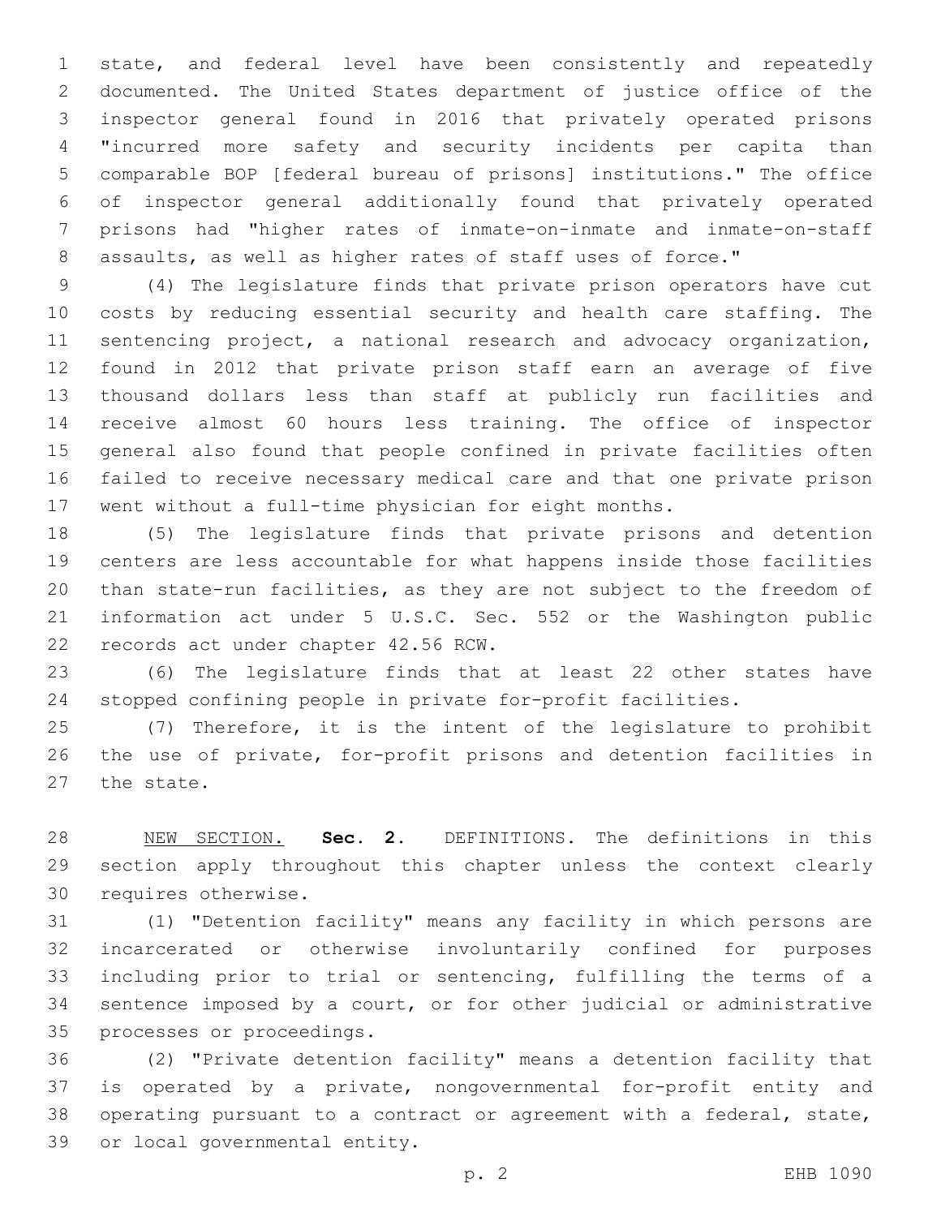state, and federal level have been consistently and repeatedly documented. The United States department of justice office of the inspector general found in 2016 that privately operated prisons "incurred more safety and security incidents per capita than comparable BOP [federal bureau of prisons] institutions." The office of inspector general additionally found that privately operated prisons had "higher rates of inmate-on-inmate and inmate-on-staff assaults, as well as higher rates of staff uses of force."

(4) The legislature finds that private prison operators have cut costs by reducing essential security and health care staffing. The sentencing project, a national research and advocacy organization, found in 2012 that private prison staff earn an average of five thousand dollars less than staff at publicly run facilities and receive almost 60 hours less training. The office of inspector general also found that people confined in private facilities often failed to receive necessary medical care and that one private prison went without a full-time physician for eight months.

(5) The legislature finds that private prisons and detention centers are less accountable for what happens inside those facilities than state-run facilities, as they are not subject to the freedom of information act under 5 U.S.C. Sec. 552 or the Washington public records act under chapter 42.56 RCW.

(6) The legislature finds that at least 22 other states have stopped confining people in private for-profit facilities.

(7) Therefore, it is the intent of the legislature to prohibit the use of private, for-profit prisons and detention facilities in the state.

NEW SECTION. **Sec. 2.** DEFINITIONS. The definitions in this section apply throughout this chapter unless the context clearly requires otherwise.

(1) "Detention facility" means any facility in which persons are incarcerated or otherwise involuntarily confined for purposes including prior to trial or sentencing, fulfilling the terms of a sentence imposed by a court, or for other judicial or administrative processes or proceedings.

(2) "Private detention facility" means a detention facility that is operated by a private, nongovernmental for-profit entity and operating pursuant to a contract or agreement with a federal, state, or local governmental entity.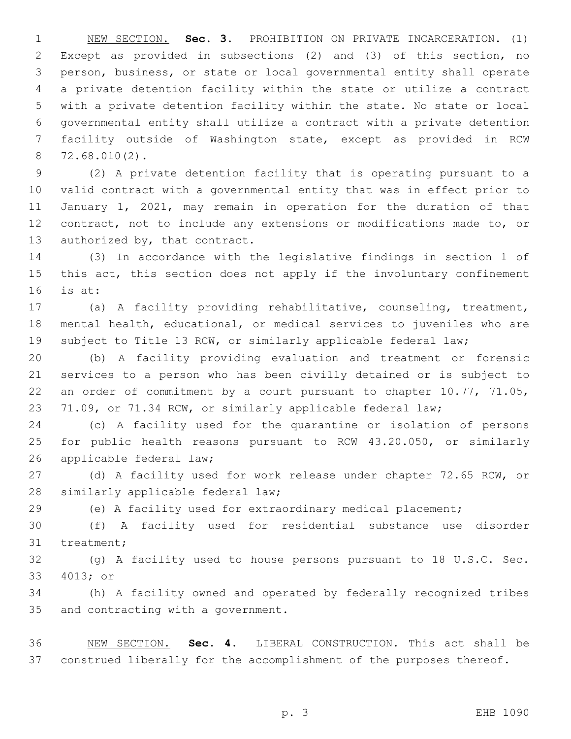NEW SECTION. **Sec. 3.** PROHIBITION ON PRIVATE INCARCERATION. (1) Except as provided in subsections (2) and (3) of this section, no person, business, or state or local governmental entity shall operate a private detention facility within the state or utilize a contract with a private detention facility within the state. No state or local governmental entity shall utilize a contract with a private detention facility outside of Washington state, except as provided in RCW 72.68.010(2).

(2) A private detention facility that is operating pursuant to a valid contract with a governmental entity that was in effect prior to January 1, 2021, may remain in operation for the duration of that contract, not to include any extensions or modifications made to, or authorized by, that contract.

(3) In accordance with the legislative findings in section 1 of this act, this section does not apply if the involuntary confinement is at:

(a) A facility providing rehabilitative, counseling, treatment, mental health, educational, or medical services to juveniles who are subject to Title 13 RCW, or similarly applicable federal law;

(b) A facility providing evaluation and treatment or forensic services to a person who has been civilly detained or is subject to an order of commitment by a court pursuant to chapter 10.77, 71.05, 71.09, or 71.34 RCW, or similarly applicable federal law;

(c) A facility used for the quarantine or isolation of persons for public health reasons pursuant to RCW 43.20.050, or similarly applicable federal law;

(d) A facility used for work release under chapter 72.65 RCW, or similarly applicable federal law;

(e) A facility used for extraordinary medical placement;

(f) A facility used for residential substance use disorder treatment;

(g) A facility used to house persons pursuant to 18 U.S.C. Sec. 4013; or

(h) A facility owned and operated by federally recognized tribes and contracting with a government.

NEW SECTION. **Sec. 4.** LIBERAL CONSTRUCTION. This act shall be construed liberally for the accomplishment of the purposes thereof.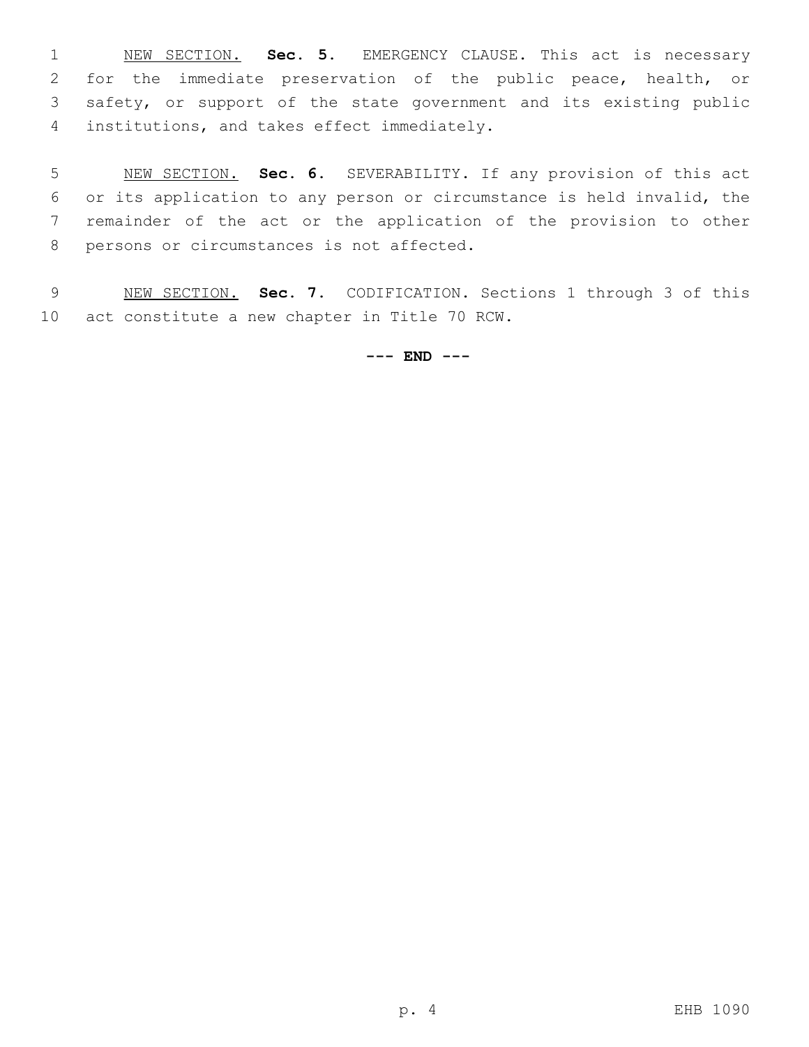NEW SECTION. **Sec. 5.** EMERGENCY CLAUSE. This act is necessary for the immediate preservation of the public peace, health, or safety, or support of the state government and its existing public institutions, and takes effect immediately.

NEW SECTION. **Sec. 6.** SEVERABILITY. If any provision of this act or its application to any person or circumstance is held invalid, the remainder of the act or the application of the provision to other persons or circumstances is not affected.

NEW SECTION. **Sec. 7.** CODIFICATION. Sections 1 through 3 of this act constitute a new chapter in Title 70 RCW.

**--- END ---**